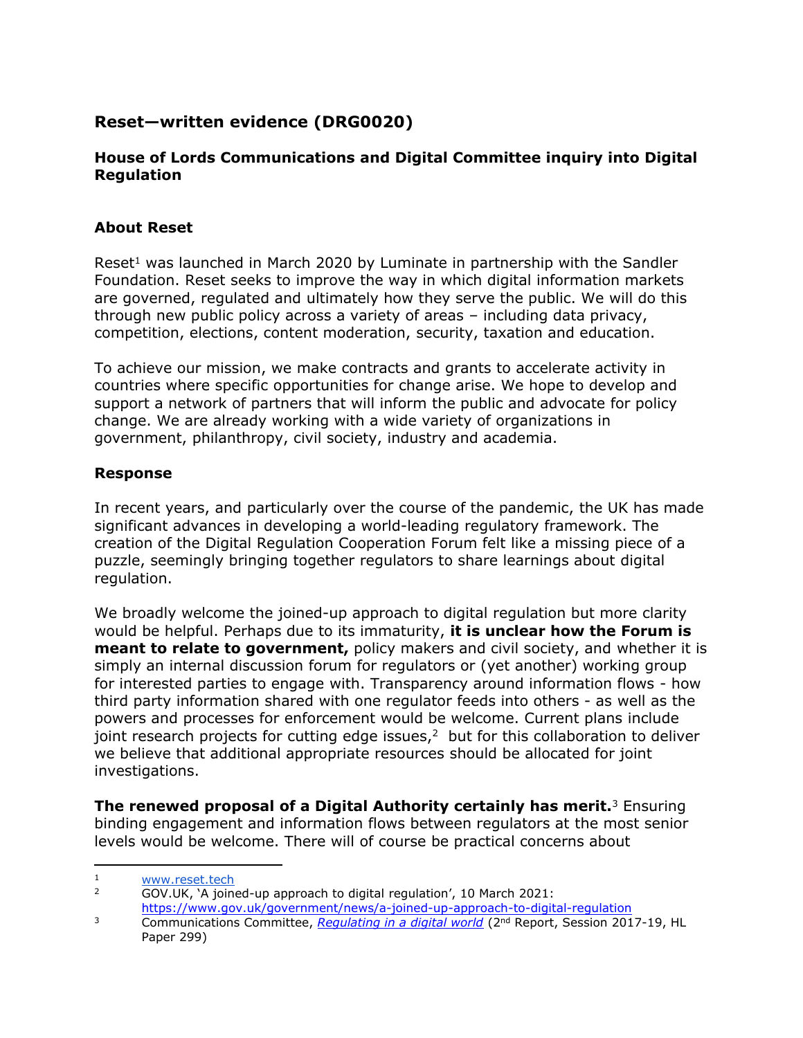## Reset—written evidence (DRG0020)

### House of Lords Communications and Digital Committee inquiry into Digital Regulation

### About Reset

Reset[1] was launched in March 2020 by Luminate in partnership with the Sandler Foundation. Reset seeks to improve the way in which digital information markets are governed, regulated and ultimately how they serve the public. We will do this through new public policy across a variety of areas – including data privacy, competition, elections, content moderation, security, taxation and education.

To achieve our mission, we make contracts and grants to accelerate activity in countries where specific opportunities for change arise. We hope to develop and support a network of partners that will inform the public and advocate for policy change. We are already working with a wide variety of organizations in government, philanthropy, civil society, industry and academia.

### Response

In recent years, and particularly over the course of the pandemic, the UK has made significant advances in developing a world-leading regulatory framework. The creation of the Digital Regulation Cooperation Forum felt like a missing piece of a puzzle, seemingly bringing together regulators to share learnings about digital regulation.

We broadly welcome the joined-up approach to digital regulation but more clarity would be helpful. Perhaps due to its immaturity, **it is unclear how the Forum is meant to relate to government,** policy makers and civil society, and whether it is simply an internal discussion forum for regulators or (yet another) working group for interested parties to engage with. Transparency around information flows - how third party information shared with one regulator feeds into others - as well as the powers and processes for enforcement would be welcome. Current plans include joint research projects for cutting edge issues,[2] but for this collaboration to deliver we believe that additional appropriate resources should be allocated for joint investigations.

**The renewed proposal of a Digital Authority certainly has merit.**[3] Ensuring binding engagement and information flows between regulators at the most senior levels would be welcome. There will of course be practical concerns about

---

[1] www.reset.tech

[2] GOV.UK, 'A joined-up approach to digital regulation', 10 March 2021: https://www.gov.uk/government/news/a-joined-up-approach-to-digital-regulation

[3] Communications Committee, *Regulating in a digital world* (2nd Report, Session 2017-19, HL Paper 299)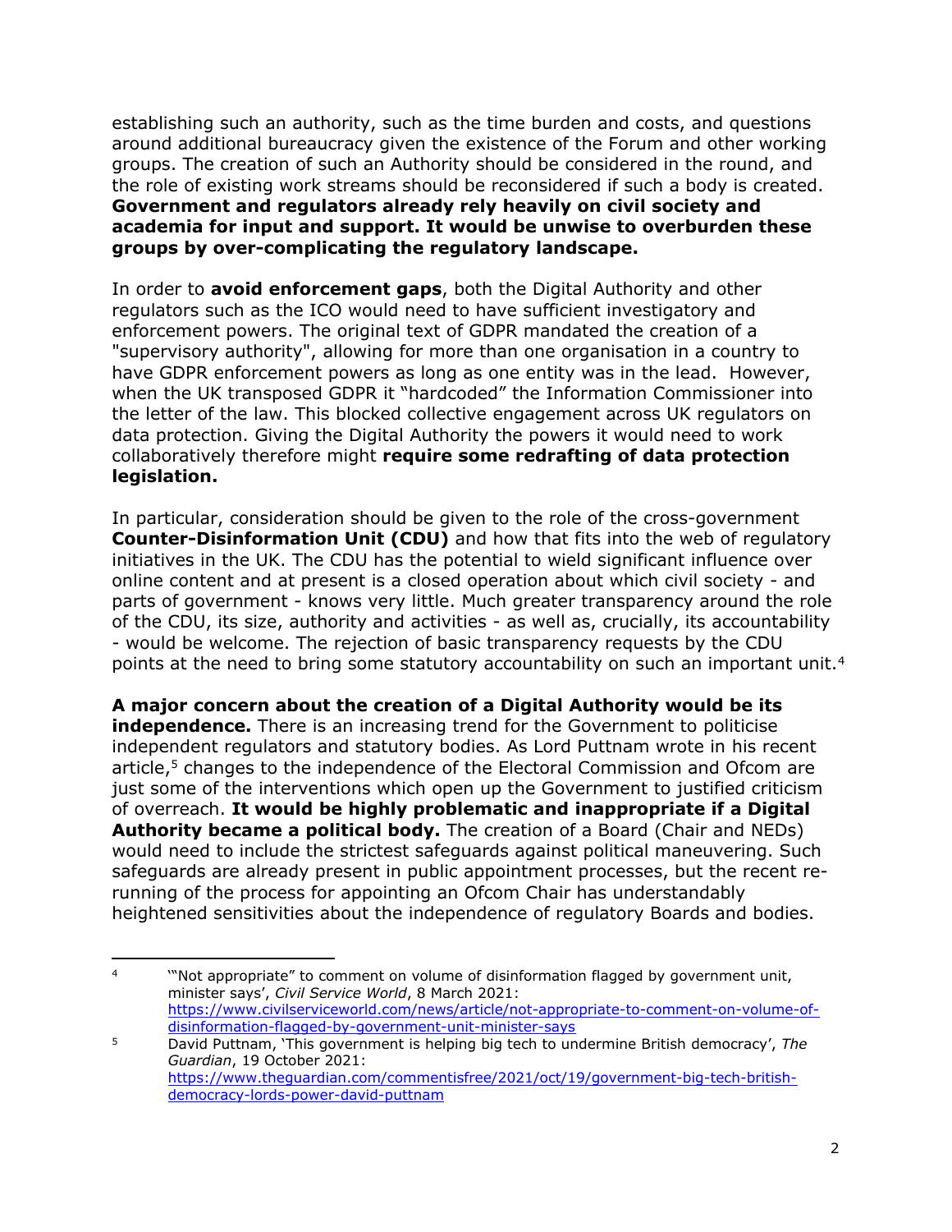establishing such an authority, such as the time burden and costs, and questions around additional bureaucracy given the existence of the Forum and other working groups. The creation of such an Authority should be considered in the round, and the role of existing work streams should be reconsidered if such a body is created. **Government and regulators already rely heavily on civil society and academia for input and support. It would be unwise to overburden these groups by over-complicating the regulatory landscape.**

In order to **avoid enforcement gaps**, both the Digital Authority and other regulators such as the ICO would need to have sufficient investigatory and enforcement powers. The original text of GDPR mandated the creation of a "supervisory authority", allowing for more than one organisation in a country to have GDPR enforcement powers as long as one entity was in the lead. However, when the UK transposed GDPR it "hardcoded" the Information Commissioner into the letter of the law. This blocked collective engagement across UK regulators on data protection. Giving the Digital Authority the powers it would need to work collaboratively therefore might **require some redrafting of data protection legislation.**

In particular, consideration should be given to the role of the cross-government **Counter-Disinformation Unit (CDU)** and how that fits into the web of regulatory initiatives in the UK. The CDU has the potential to wield significant influence over online content and at present is a closed operation about which civil society - and parts of government - knows very little. Much greater transparency around the role of the CDU, its size, authority and activities - as well as, crucially, its accountability - would be welcome. The rejection of basic transparency requests by the CDU points at the need to bring some statutory accountability on such an important unit.[4]

**A major concern about the creation of a Digital Authority would be its independence.** There is an increasing trend for the Government to politicise independent regulators and statutory bodies. As Lord Puttnam wrote in his recent article,[5] changes to the independence of the Electoral Commission and Ofcom are just some of the interventions which open up the Government to justified criticism of overreach. **It would be highly problematic and inappropriate if a Digital Authority became a political body.** The creation of a Board (Chair and NEDs) would need to include the strictest safeguards against political maneuvering. Such safeguards are already present in public appointment processes, but the recent re-running of the process for appointing an Ofcom Chair has understandably heightened sensitivities about the independence of regulatory Boards and bodies.

---

[4] '"Not appropriate" to comment on volume of disinformation flagged by government unit, minister says', *Civil Service World*, 8 March 2021: https://www.civilserviceworld.com/news/article/not-appropriate-to-comment-on-volume-of-disinformation-flagged-by-government-unit-minister-says

[5] David Puttnam, 'This government is helping big tech to undermine British democracy', *The Guardian*, 19 October 2021: https://www.theguardian.com/commentisfree/2021/oct/19/government-big-tech-british-democracy-lords-power-david-puttnam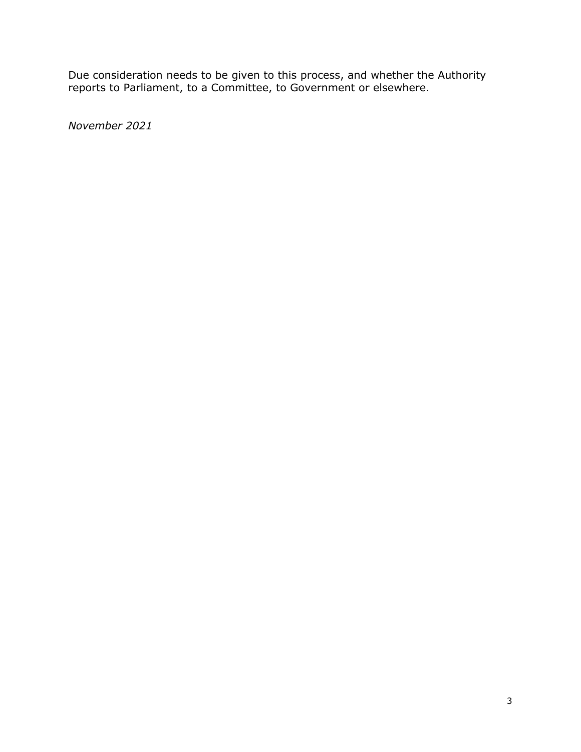Due consideration needs to be given to this process, and whether the Authority reports to Parliament, to a Committee, to Government or elsewhere.

*November 2021*